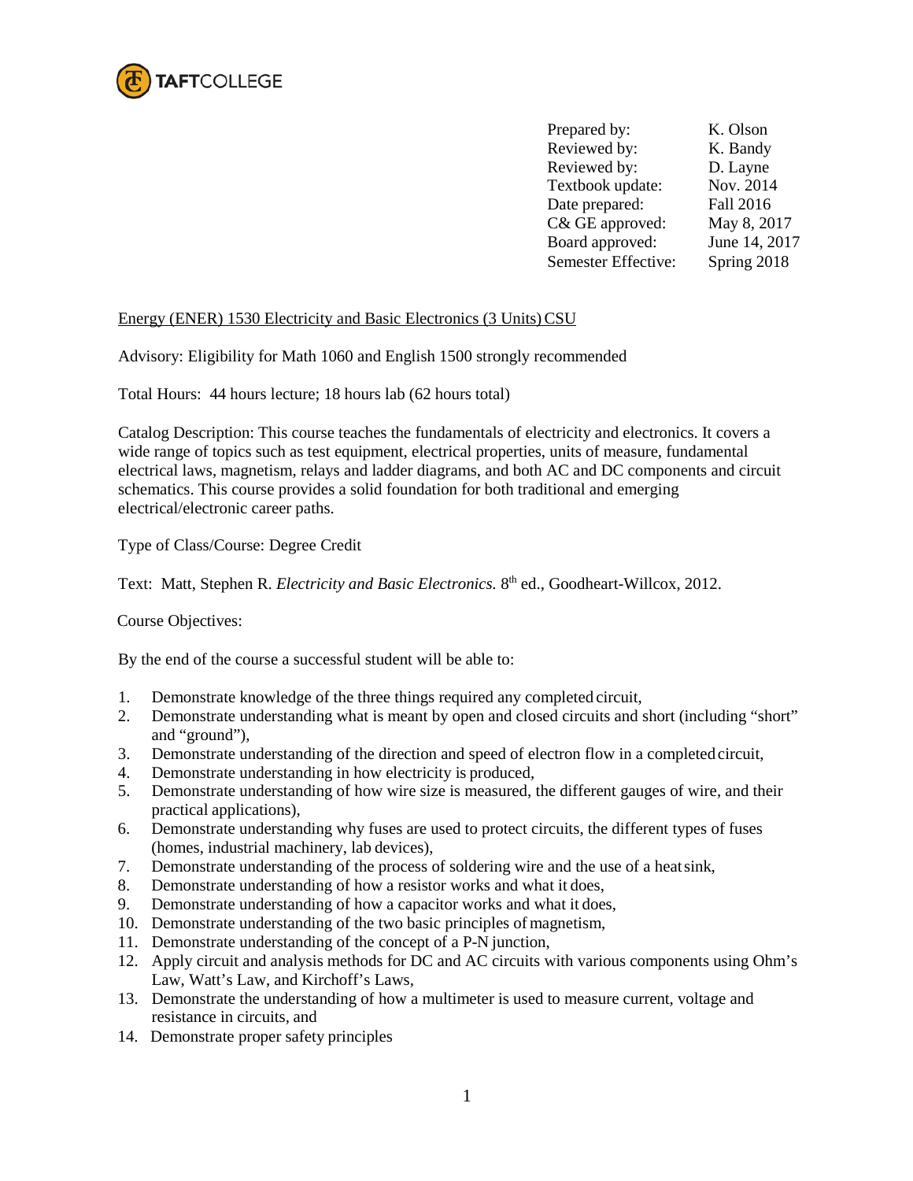TAFTCOLLEGE

| | |
|---|---|
| Prepared by: | K. Olson |
| Reviewed by: | K. Bandy |
| Reviewed by: | D. Layne |
| Textbook update: | Nov. 2014 |
| Date prepared: | Fall 2016 |
| C& GE approved: | May 8, 2017 |
| Board approved: | June 14, 2017 |
| Semester Effective: | Spring 2018 |

Energy (ENER) 1530 Electricity and Basic Electronics (3 Units) CSU

Advisory: Eligibility for Math 1060 and English 1500 strongly recommended

Total Hours: 44 hours lecture; 18 hours lab (62 hours total)

Catalog Description: This course teaches the fundamentals of electricity and electronics. It covers a wide range of topics such as test equipment, electrical properties, units of measure, fundamental electrical laws, magnetism, relays and ladder diagrams, and both AC and DC components and circuit schematics. This course provides a solid foundation for both traditional and emerging electrical/electronic career paths.

Type of Class/Course: Degree Credit

Text: Matt, Stephen R. *Electricity and Basic Electronics.* 8th ed., Goodheart-Willcox, 2012.

Course Objectives:

By the end of the course a successful student will be able to:

1. Demonstrate knowledge of the three things required any completed circuit,
2. Demonstrate understanding what is meant by open and closed circuits and short (including "short" and "ground"),
3. Demonstrate understanding of the direction and speed of electron flow in a completed circuit,
4. Demonstrate understanding in how electricity is produced,
5. Demonstrate understanding of how wire size is measured, the different gauges of wire, and their practical applications),
6. Demonstrate understanding why fuses are used to protect circuits, the different types of fuses (homes, industrial machinery, lab devices),
7. Demonstrate understanding of the process of soldering wire and the use of a heat sink,
8. Demonstrate understanding of how a resistor works and what it does,
9. Demonstrate understanding of how a capacitor works and what it does,
10. Demonstrate understanding of the two basic principles of magnetism,
11. Demonstrate understanding of the concept of a P-N junction,
12. Apply circuit and analysis methods for DC and AC circuits with various components using Ohm's Law, Watt's Law, and Kirchoff's Laws,
13. Demonstrate the understanding of how a multimeter is used to measure current, voltage and resistance in circuits, and
14. Demonstrate proper safety principles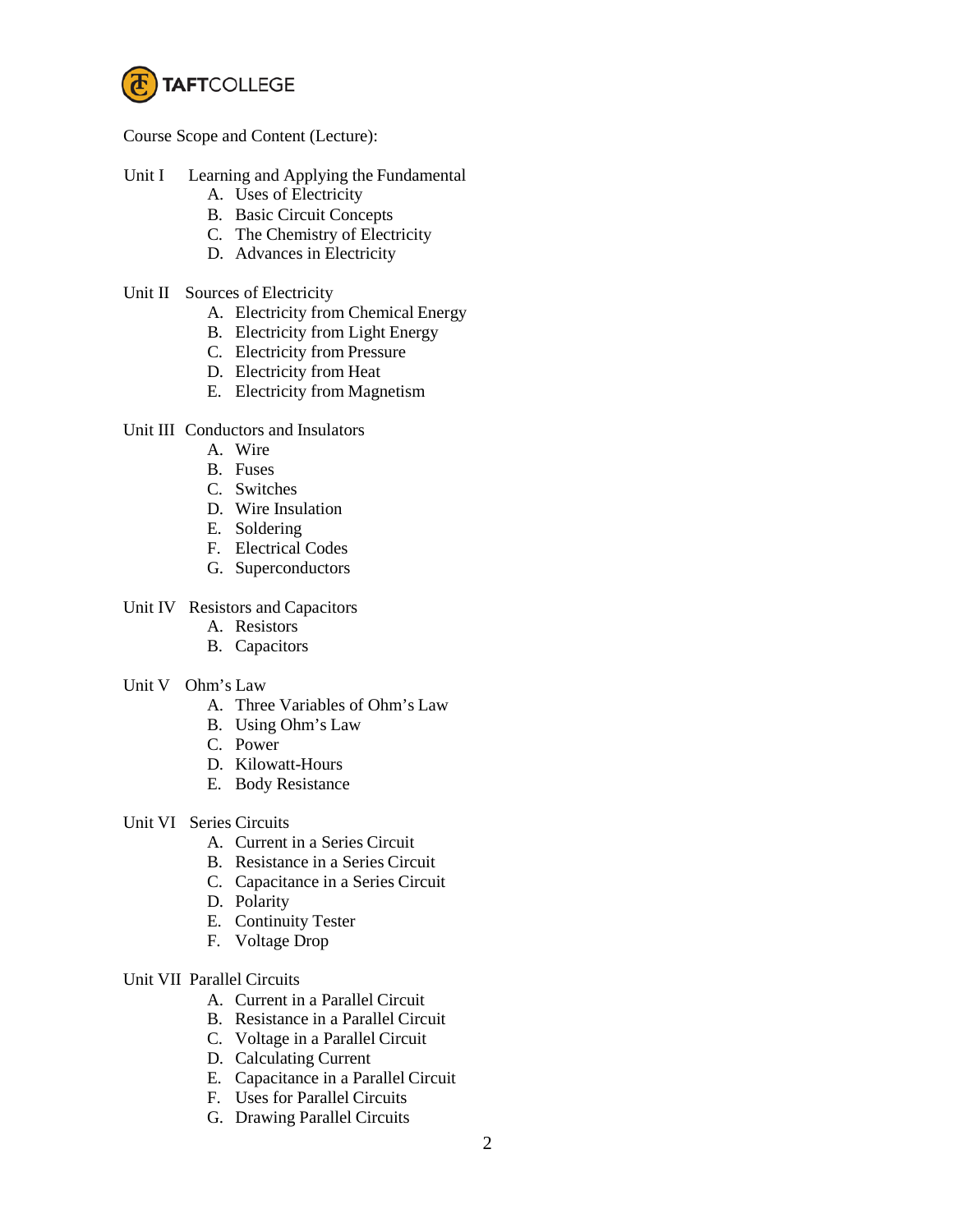Course Scope and Content (Lecture):

Unit I Learning and Applying the Fundamental

A. Uses of Electricity
B. Basic Circuit Concepts
C. The Chemistry of Electricity
D. Advances in Electricity

Unit II Sources of Electricity

A. Electricity from Chemical Energy
B. Electricity from Light Energy
C. Electricity from Pressure
D. Electricity from Heat
E. Electricity from Magnetism

Unit III Conductors and Insulators

A. Wire
B. Fuses
C. Switches
D. Wire Insulation
E. Soldering
F. Electrical Codes
G. Superconductors

Unit IV Resistors and Capacitors

A. Resistors
B. Capacitors

Unit V Ohm's Law

A. Three Variables of Ohm's Law
B. Using Ohm's Law
C. Power
D. Kilowatt-Hours
E. Body Resistance

Unit VI Series Circuits

A. Current in a Series Circuit
B. Resistance in a Series Circuit
C. Capacitance in a Series Circuit
D. Polarity
E. Continuity Tester
F. Voltage Drop

Unit VII Parallel Circuits

A. Current in a Parallel Circuit
B. Resistance in a Parallel Circuit
C. Voltage in a Parallel Circuit
D. Calculating Current
E. Capacitance in a Parallel Circuit
F. Uses for Parallel Circuits
G. Drawing Parallel Circuits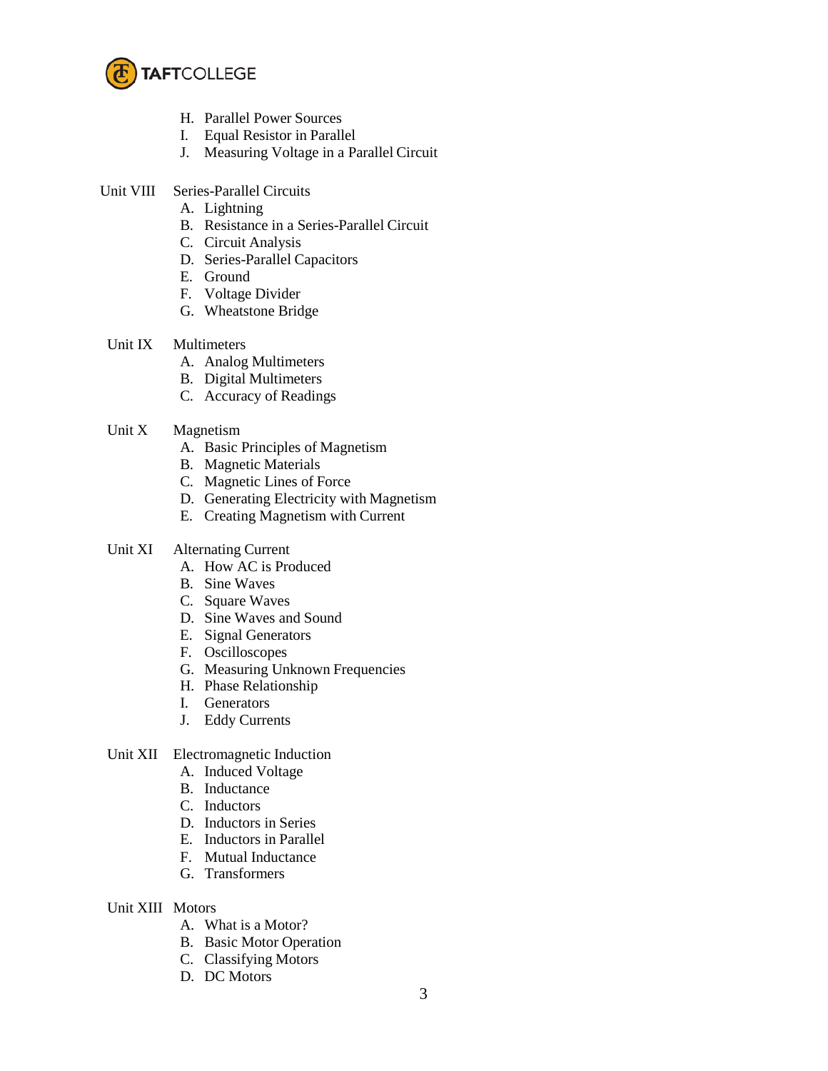H. Parallel Power Sources
I. Equal Resistor in Parallel
J. Measuring Voltage in a Parallel Circuit

Unit VIII Series-Parallel Circuits

A. Lightning
B. Resistance in a Series-Parallel Circuit
C. Circuit Analysis
D. Series-Parallel Capacitors
E. Ground
F. Voltage Divider
G. Wheatstone Bridge

Unit IX Multimeters

A. Analog Multimeters
B. Digital Multimeters
C. Accuracy of Readings

Unit X Magnetism

A. Basic Principles of Magnetism
B. Magnetic Materials
C. Magnetic Lines of Force
D. Generating Electricity with Magnetism
E. Creating Magnetism with Current

Unit XI Alternating Current

A. How AC is Produced
B. Sine Waves
C. Square Waves
D. Sine Waves and Sound
E. Signal Generators
F. Oscilloscopes
G. Measuring Unknown Frequencies
H. Phase Relationship
I. Generators
J. Eddy Currents

Unit XII Electromagnetic Induction

A. Induced Voltage
B. Inductance
C. Inductors
D. Inductors in Series
E. Inductors in Parallel
F. Mutual Inductance
G. Transformers

Unit XIII Motors

A. What is a Motor?
B. Basic Motor Operation
C. Classifying Motors
D. DC Motors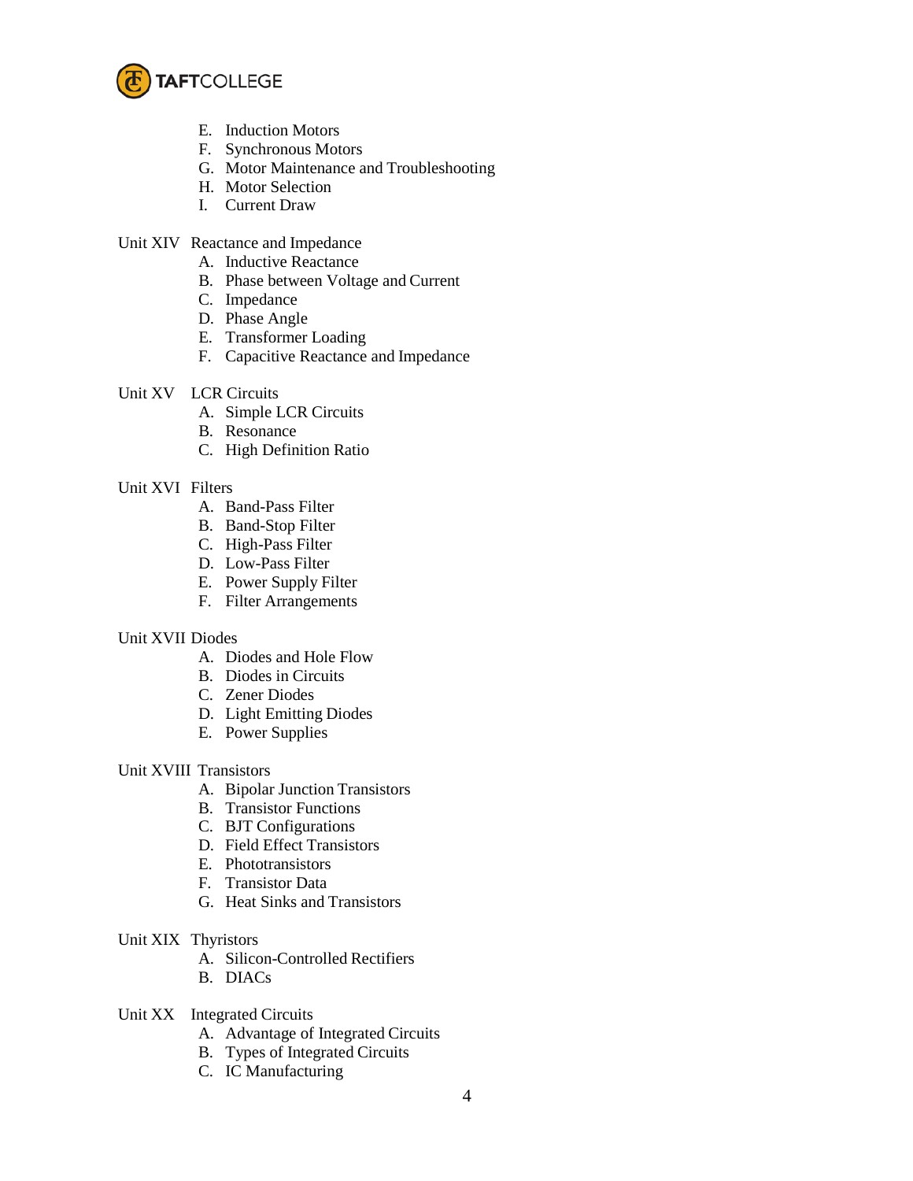E. Induction Motors
   F. Synchronous Motors
   G. Motor Maintenance and Troubleshooting
   H. Motor Selection
   I. Current Draw

Unit XIV Reactance and Impedance

   A. Inductive Reactance
   B. Phase between Voltage and Current
   C. Impedance
   D. Phase Angle
   E. Transformer Loading
   F. Capacitive Reactance and Impedance

Unit XV LCR Circuits

   A. Simple LCR Circuits
   B. Resonance
   C. High Definition Ratio

Unit XVI Filters

   A. Band-Pass Filter
   B. Band-Stop Filter
   C. High-Pass Filter
   D. Low-Pass Filter
   E. Power Supply Filter
   F. Filter Arrangements

Unit XVII Diodes

   A. Diodes and Hole Flow
   B. Diodes in Circuits
   C. Zener Diodes
   D. Light Emitting Diodes
   E. Power Supplies

Unit XVIII Transistors

   A. Bipolar Junction Transistors
   B. Transistor Functions
   C. BJT Configurations
   D. Field Effect Transistors
   E. Phototransistors
   F. Transistor Data
   G. Heat Sinks and Transistors

Unit XIX Thyristors

   A. Silicon-Controlled Rectifiers
   B. DIACs

Unit XX Integrated Circuits

   A. Advantage of Integrated Circuits
   B. Types of Integrated Circuits
   C. IC Manufacturing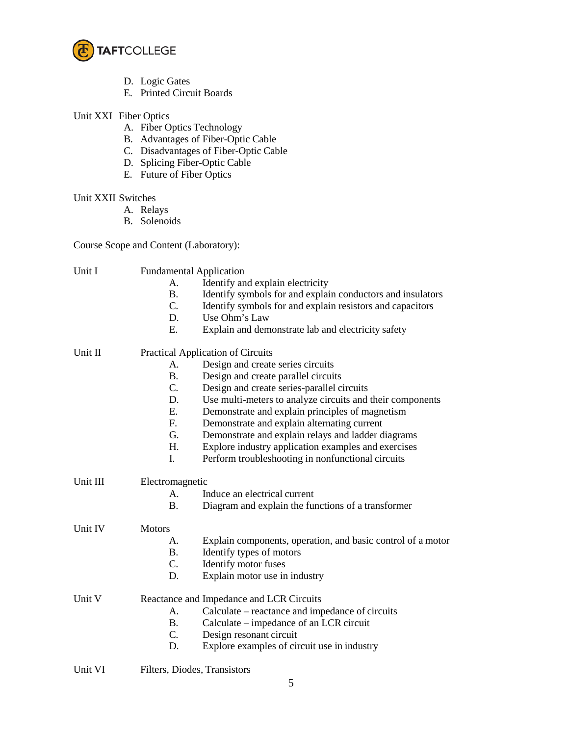D. Logic Gates
E. Printed Circuit Boards

Unit XXI Fiber Optics

A. Fiber Optics Technology
B. Advantages of Fiber-Optic Cable
C. Disadvantages of Fiber-Optic Cable
D. Splicing Fiber-Optic Cable
E. Future of Fiber Optics

Unit XXII Switches

A. Relays
B. Solenoids

Course Scope and Content (Laboratory):

Unit I Fundamental Application

A. Identify and explain electricity
B. Identify symbols for and explain conductors and insulators
C. Identify symbols for and explain resistors and capacitors
D. Use Ohm's Law
E. Explain and demonstrate lab and electricity safety

Unit II Practical Application of Circuits

A. Design and create series circuits
B. Design and create parallel circuits
C. Design and create series-parallel circuits
D. Use multi-meters to analyze circuits and their components
E. Demonstrate and explain principles of magnetism
F. Demonstrate and explain alternating current
G. Demonstrate and explain relays and ladder diagrams
H. Explore industry application examples and exercises
I. Perform troubleshooting in nonfunctional circuits

Unit III Electromagnetic

A. Induce an electrical current
B. Diagram and explain the functions of a transformer

Unit IV Motors

A. Explain components, operation, and basic control of a motor
B. Identify types of motors
C. Identify motor fuses
D. Explain motor use in industry

Unit V Reactance and Impedance and LCR Circuits

A. Calculate – reactance and impedance of circuits
B. Calculate – impedance of an LCR circuit
C. Design resonant circuit
D. Explore examples of circuit use in industry

Unit VI Filters, Diodes, Transistors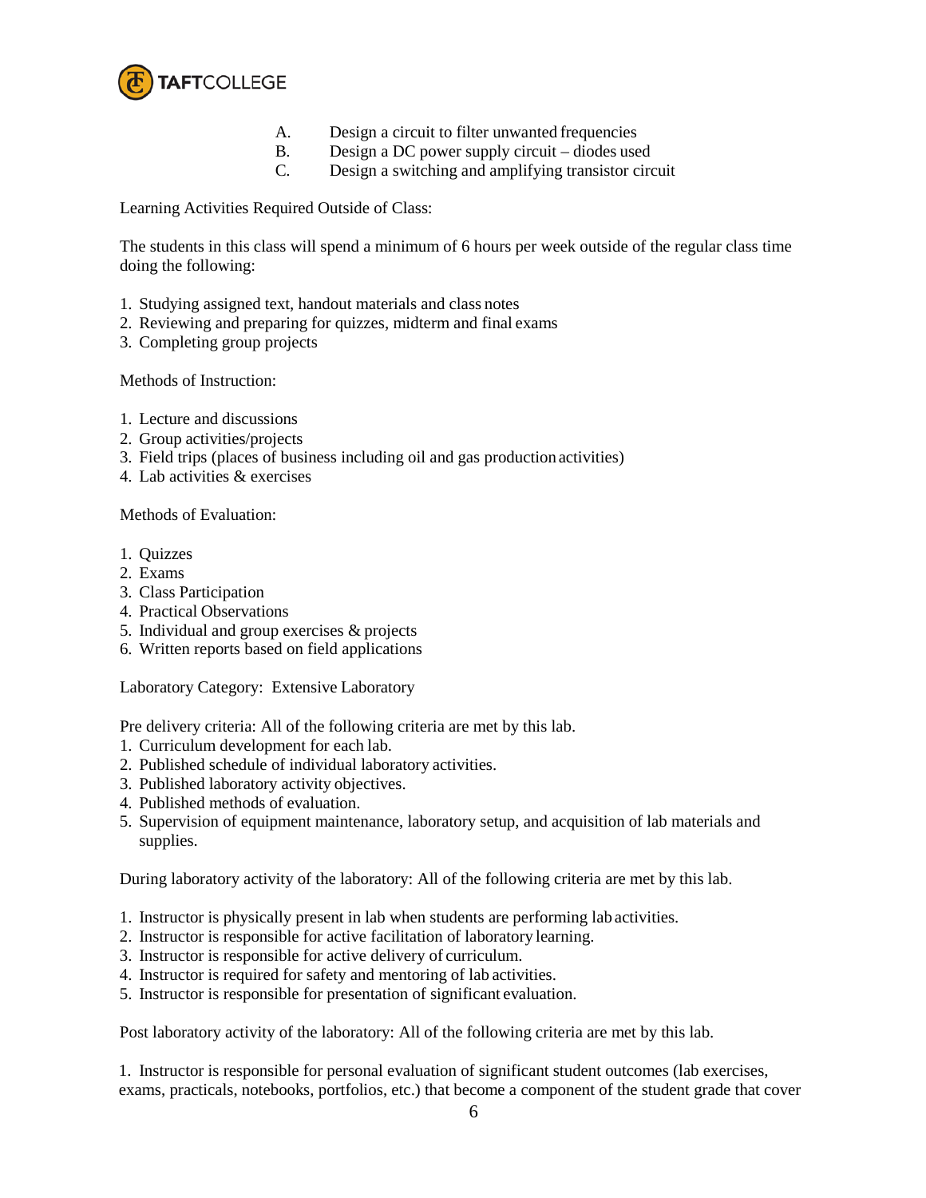A. Design a circuit to filter unwanted frequencies
B. Design a DC power supply circuit – diodes used
C. Design a switching and amplifying transistor circuit

Learning Activities Required Outside of Class:

The students in this class will spend a minimum of 6 hours per week outside of the regular class time doing the following:

1. Studying assigned text, handout materials and class notes
2. Reviewing and preparing for quizzes, midterm and final exams
3. Completing group projects

Methods of Instruction:

1. Lecture and discussions
2. Group activities/projects
3. Field trips (places of business including oil and gas production activities)
4. Lab activities & exercises

Methods of Evaluation:

1. Quizzes
2. Exams
3. Class Participation
4. Practical Observations
5. Individual and group exercises & projects
6. Written reports based on field applications

Laboratory Category: Extensive Laboratory

Pre delivery criteria: All of the following criteria are met by this lab.

1. Curriculum development for each lab.
2. Published schedule of individual laboratory activities.
3. Published laboratory activity objectives.
4. Published methods of evaluation.
5. Supervision of equipment maintenance, laboratory setup, and acquisition of lab materials and supplies.

During laboratory activity of the laboratory: All of the following criteria are met by this lab.

1. Instructor is physically present in lab when students are performing lab activities.
2. Instructor is responsible for active facilitation of laboratory learning.
3. Instructor is responsible for active delivery of curriculum.
4. Instructor is required for safety and mentoring of lab activities.
5. Instructor is responsible for presentation of significant evaluation.

Post laboratory activity of the laboratory: All of the following criteria are met by this lab.

1. Instructor is responsible for personal evaluation of significant student outcomes (lab exercises, exams, practicals, notebooks, portfolios, etc.) that become a component of the student grade that cover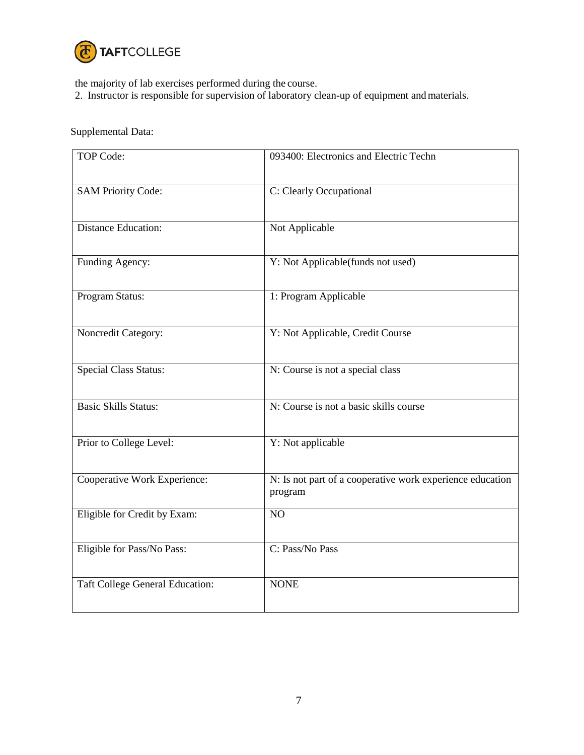the majority of lab exercises performed during the course.

2. Instructor is responsible for supervision of laboratory clean-up of equipment and materials.

Supplemental Data:

| | |
|---|---|
| TOP Code: | 093400: Electronics and Electric Techn |
| SAM Priority Code: | C: Clearly Occupational |
| Distance Education: | Not Applicable |
| Funding Agency: | Y: Not Applicable(funds not used) |
| Program Status: | 1: Program Applicable |
| Noncredit Category: | Y: Not Applicable, Credit Course |
| Special Class Status: | N: Course is not a special class |
| Basic Skills Status: | N: Course is not a basic skills course |
| Prior to College Level: | Y: Not applicable |
| Cooperative Work Experience: | N: Is not part of a cooperative work experience education program |
| Eligible for Credit by Exam: | NO |
| Eligible for Pass/No Pass: | C: Pass/No Pass |
| Taft College General Education: | NONE |